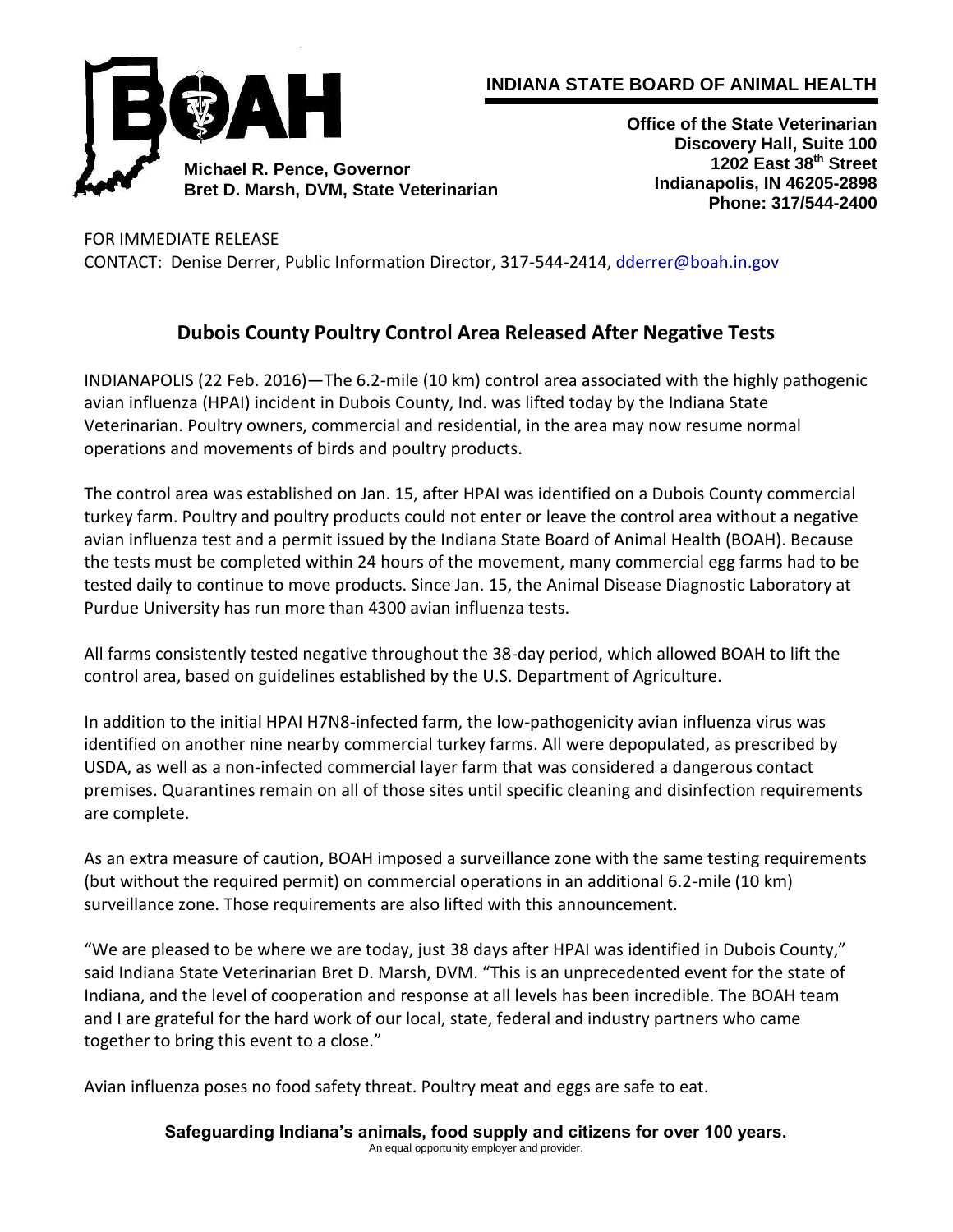**INDIANA STATE BOARD OF ANIMAL HEALTH**

**Michael R. Pence, Governor**
**Bret D. Marsh, DVM, State Veterinarian**

**Office of the State Veterinarian**
**Discovery Hall, Suite 100**
**1202 East 38th Street**
**Indianapolis, IN 46205-2898**
**Phone: 317/544-2400**

FOR IMMEDIATE RELEASE
CONTACT: Denise Derrer, Public Information Director, 317-544-2414, dderrer@boah.in.gov

## Dubois County Poultry Control Area Released After Negative Tests

INDIANAPOLIS (22 Feb. 2016)—The 6.2-mile (10 km) control area associated with the highly pathogenic avian influenza (HPAI) incident in Dubois County, Ind. was lifted today by the Indiana State Veterinarian. Poultry owners, commercial and residential, in the area may now resume normal operations and movements of birds and poultry products.

The control area was established on Jan. 15, after HPAI was identified on a Dubois County commercial turkey farm. Poultry and poultry products could not enter or leave the control area without a negative avian influenza test and a permit issued by the Indiana State Board of Animal Health (BOAH). Because the tests must be completed within 24 hours of the movement, many commercial egg farms had to be tested daily to continue to move products. Since Jan. 15, the Animal Disease Diagnostic Laboratory at Purdue University has run more than 4300 avian influenza tests.

All farms consistently tested negative throughout the 38-day period, which allowed BOAH to lift the control area, based on guidelines established by the U.S. Department of Agriculture.

In addition to the initial HPAI H7N8-infected farm, the low-pathogenicity avian influenza virus was identified on another nine nearby commercial turkey farms. All were depopulated, as prescribed by USDA, as well as a non-infected commercial layer farm that was considered a dangerous contact premises. Quarantines remain on all of those sites until specific cleaning and disinfection requirements are complete.

As an extra measure of caution, BOAH imposed a surveillance zone with the same testing requirements (but without the required permit) on commercial operations in an additional 6.2-mile (10 km) surveillance zone. Those requirements are also lifted with this announcement.

"We are pleased to be where we are today, just 38 days after HPAI was identified in Dubois County," said Indiana State Veterinarian Bret D. Marsh, DVM. "This is an unprecedented event for the state of Indiana, and the level of cooperation and response at all levels has been incredible. The BOAH team and I are grateful for the hard work of our local, state, federal and industry partners who came together to bring this event to a close."

Avian influenza poses no food safety threat. Poultry meat and eggs are safe to eat.

**Safeguarding Indiana's animals, food supply and citizens for over 100 years.**
An equal opportunity employer and provider.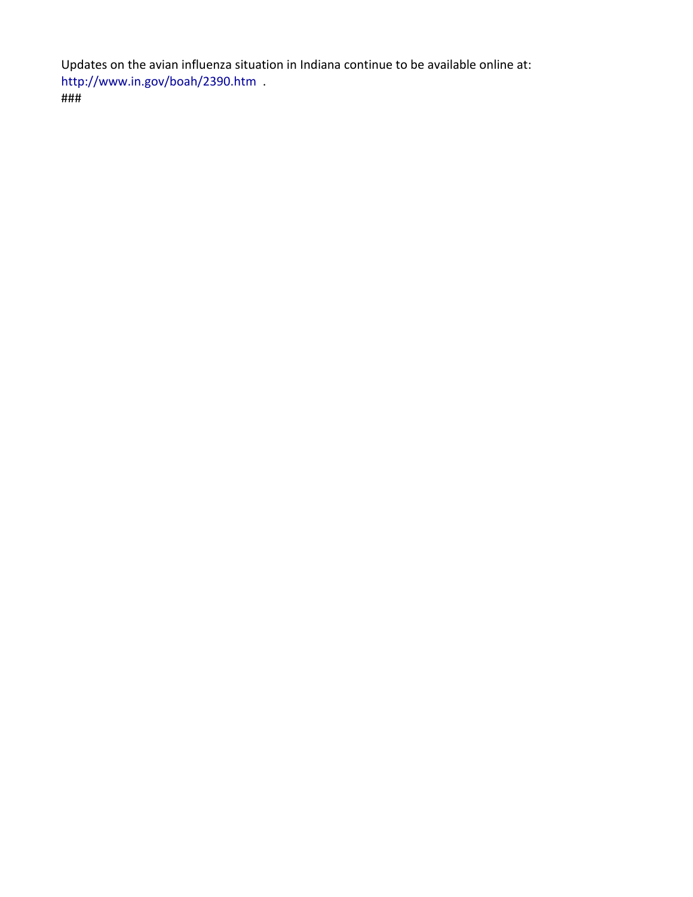Updates on the avian influenza situation in Indiana continue to be available online at:
http://www.in.gov/boah/2390.htm .
###